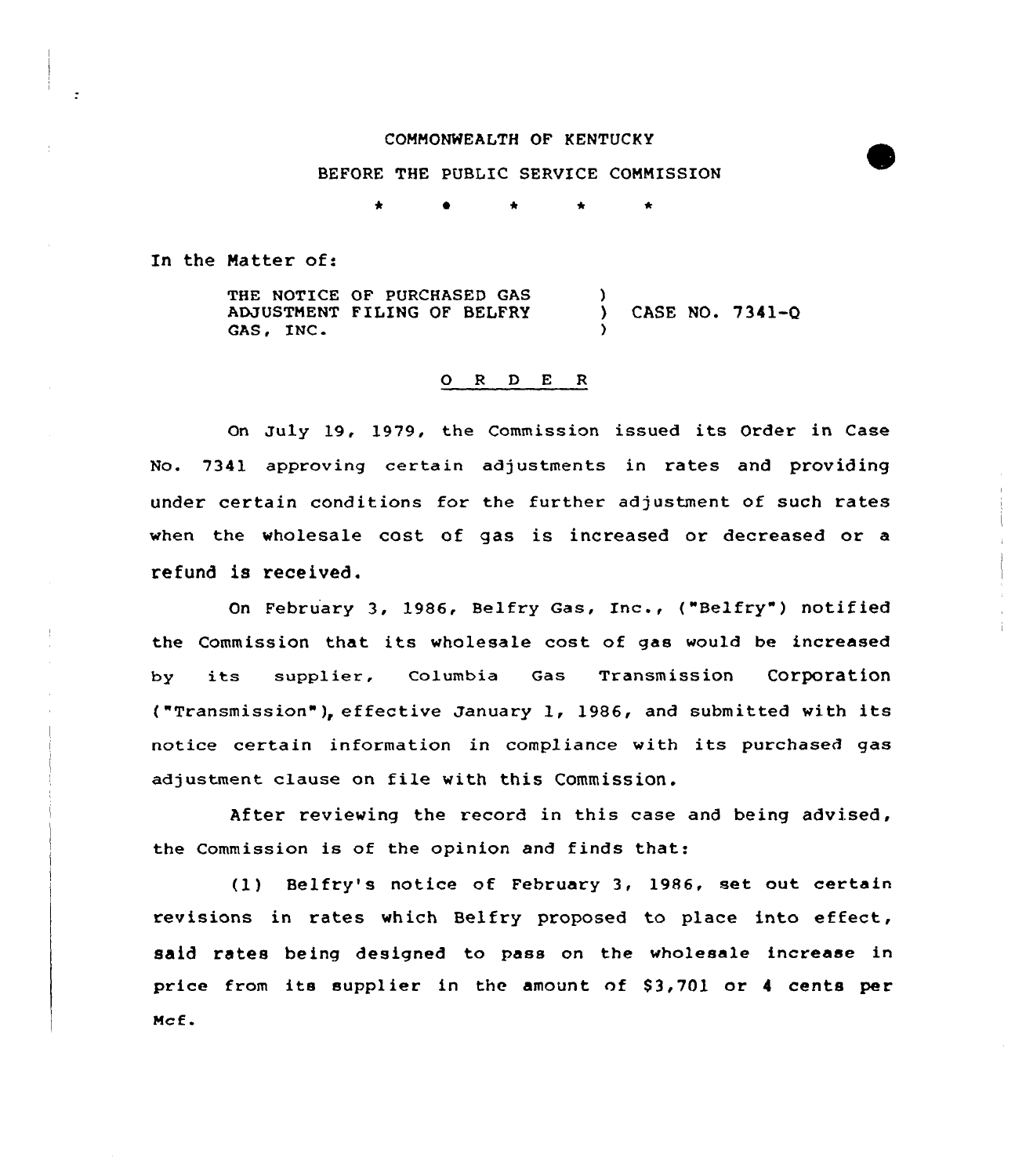COMMONWEALTH OF KENTUCKY

BEFORE THE PUBLIC SERVICE COMMISSION

\* \* \* \* \*

In the Matter of:

THE NOTICE OF PURCHASED GAS ADJUSTMENT FILING OF BELFRY GAS, INC. ) CASE NO. 7341-Q

O R D E R

On July 19, 1979, the Commission issued its Order in Case No. 7341 approving certain adjustments in rates and providing under certain conditions for the further adjustment of such rates when the wholesale cost of gas is increased or decreased or a refund is received.

On February 3, 1986, Belfry Gas, Inc., ("Belfry") notified the Commission that its wholesale cost of gas would be increased by its supplier, Columbia Gas Transmission Corporation ("Transmission"), effective January 1, 1986, and submitted with its notice certain information in compliance with its purchased gas adjustment clause on file with this Commission.

After reviewing the record in this case and being advised, the Commission is of the opinion and finds that:

(1) Belfry's notice of February 3, 1986, set out certain revisions in rates which Belfry proposed to place into effect, said rates being designed to pass on the wholesale increase in price from its supplier in the amount of $3,701 or 4 cents per Mcf.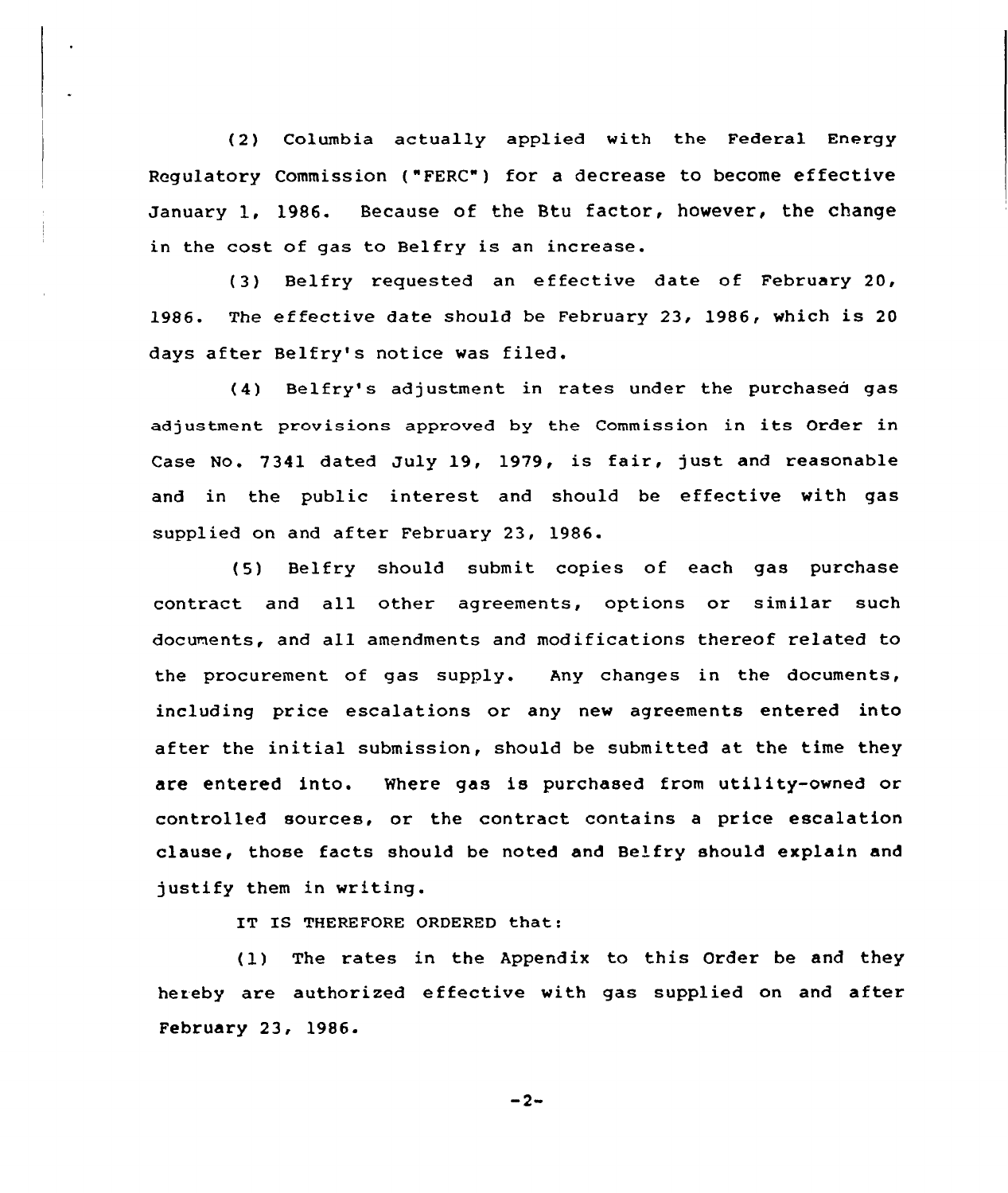(2) Columbia actually applied with the Federal Energy Regulatory Commission ("FERC") for a decrease to become effective January 1, 1986. Because of the Btu factor, however, the change in the cost of gas to Belfry is an increase.

(3) Belfry requested an effective date of February 20, 1986. The effective date should be February 23, 1986, which is 20 days after Belfry's notice was filed.

(4) Belfry's adjustment in rates under the purchased gas adjustment provisions approved by the Commission in its Order in Case No. 7341 dated July 19, 1979, is fair, just and reasonable and in the public interest and should be effective with gas supplied on and after February 23, 1986.

(5) Belfry should submit copies of each gas purchase contract and all other agreements, options or similar such documents, and all amendments and modifications thereof related to the procurement of gas supply. Any changes in the documents, including price escalations or any new agreements entered into after the initial submission, should be submitted at the time they are entered into. Where gas is purchased from utility-owned or controlled sources, or the contract contains a price escalation clause, those facts should be noted and Belfry should explain and justify them in writing.

IT IS THEREFORE ORDERED that:

(1) The rates in the Appendix to this Order be and they hereby are authorized effective with gas supplied on and after February 23, 1986.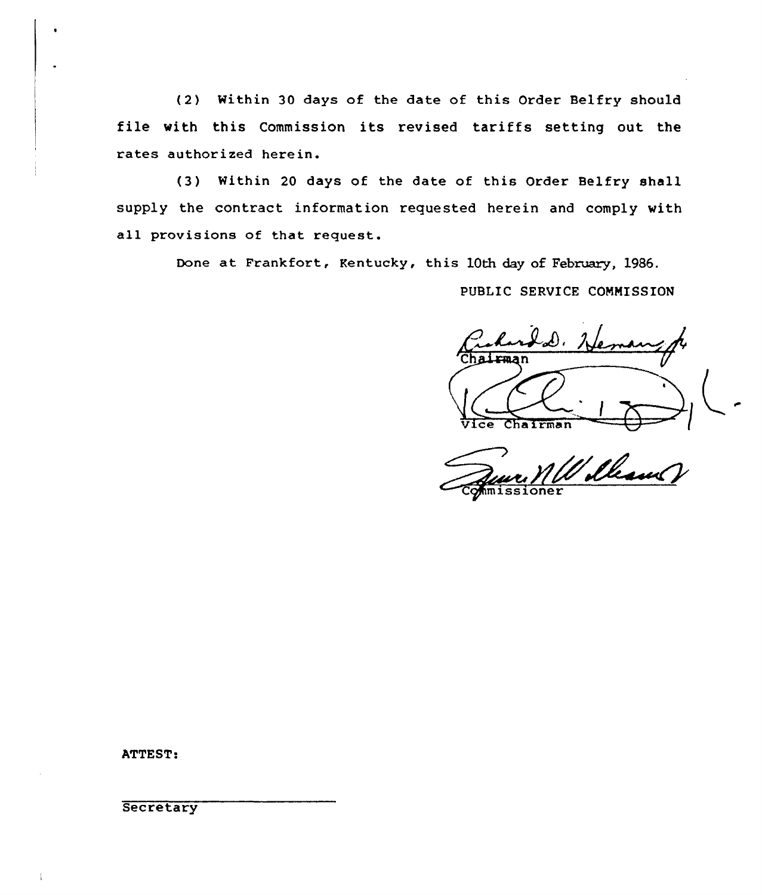(2) Within 30 days of the date of this Order Belfry should file with this Commission its revised tariffs setting out the rates authorized herein.

(3) Within 20 days of the date of this Order Belfry shall supply the contract information requested herein and comply with all provisions of that request.

Done at Frankfort, Kentucky, this 10th day of February, 1986.

PUBLIC SERVICE COMMISSION

Chairman

Vice Chairman

Commissioner

ATTEST:

Secretary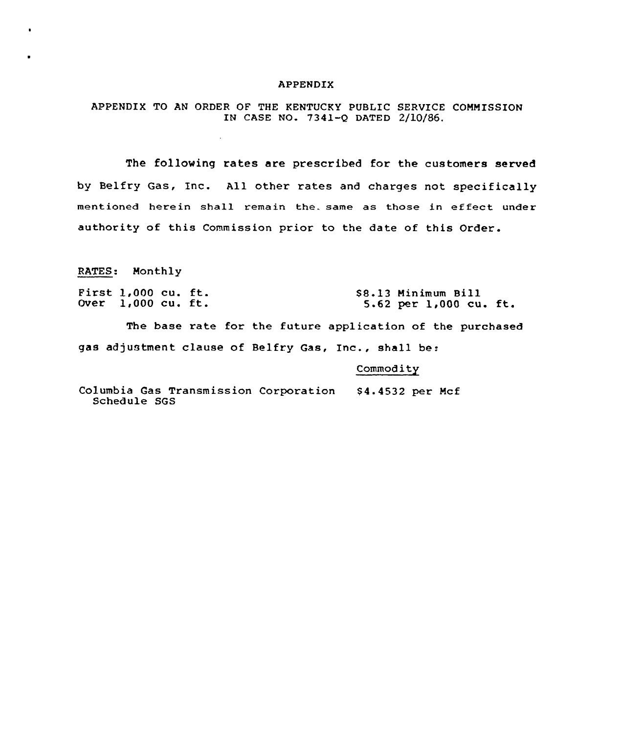# APPENDIX

APPENDIX TO AN ORDER OF THE KENTUCKY PUBLIC SERVICE COMMISSION IN CASE NO. 7341-Q DATED 2/10/86.

The following rates are prescribed for the customers served by Belfry Gas, Inc. All other rates and charges not specifically mentioned herein shall remain the same as those in effect under authority of this Commission prior to the date of this Order.

RATES: Monthly

| | |
|---|---|
| First 1,000 cu. ft. | $8.13 Minimum Bill |
| Over 1,000 cu. ft. | 5.62 per 1,000 cu. ft. |

The base rate for the future application of the purchased gas adjustment clause of Belfry Gas, Inc., shall be:

| | Commodity |
|---|---|
| Columbia Gas Transmission Corporation Schedule SGS | $4.4532 per Mcf |